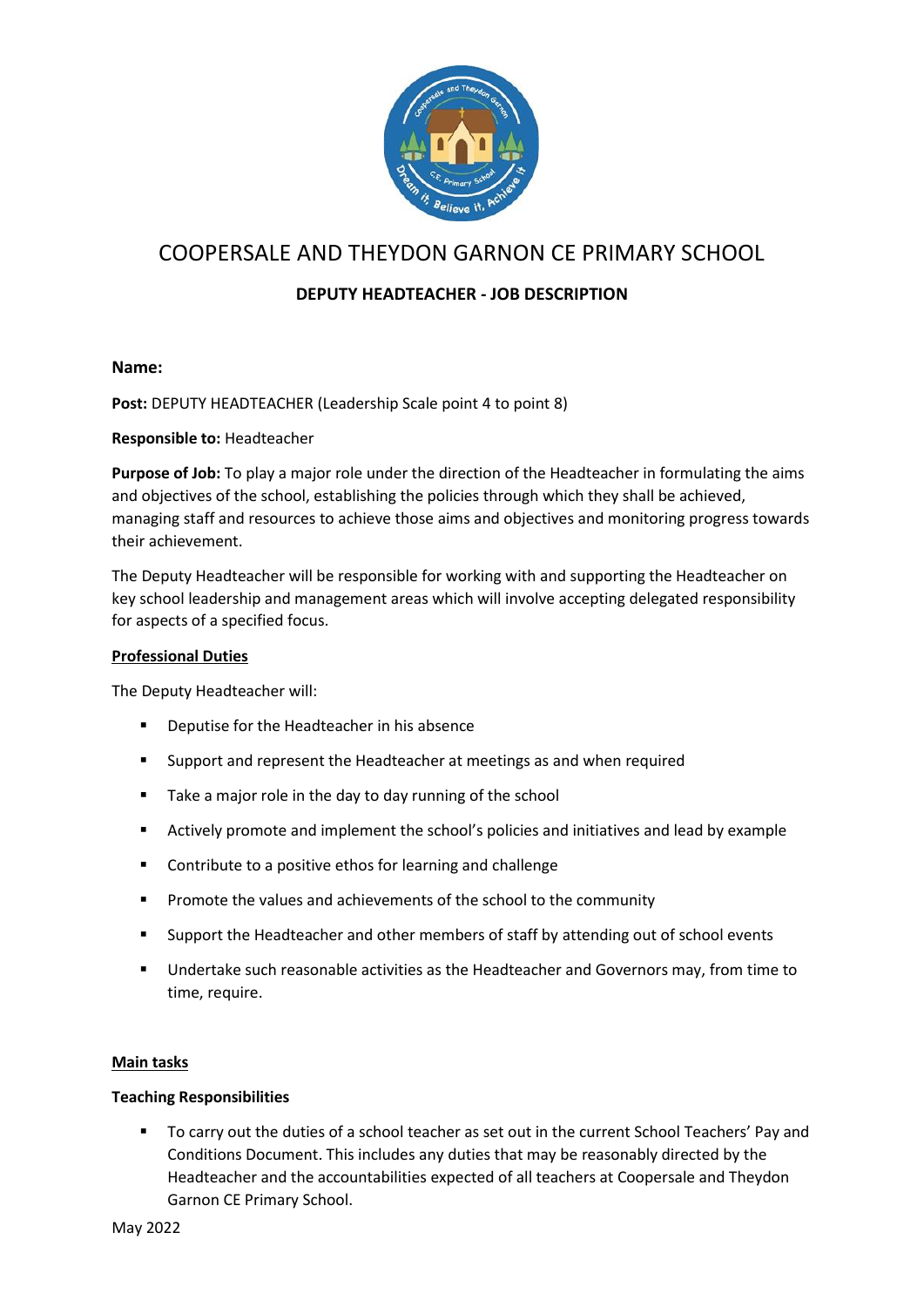# COOPERSALE AND THEYDON GARNON CE PRIMARY SCHOOL

## DEPUTY HEADTEACHER - JOB DESCRIPTION

**Name:**

**Post:** DEPUTY HEADTEACHER (Leadership Scale point 4 to point 8)

**Responsible to:** Headteacher

**Purpose of Job:** To play a major role under the direction of the Headteacher in formulating the aims and objectives of the school, establishing the policies through which they shall be achieved, managing staff and resources to achieve those aims and objectives and monitoring progress towards their achievement.

The Deputy Headteacher will be responsible for working with and supporting the Headteacher on key school leadership and management areas which will involve accepting delegated responsibility for aspects of a specified focus.

**<u>Professional Duties</u>**

The Deputy Headteacher will:

- Deputise for the Headteacher in his absence
- Support and represent the Headteacher at meetings as and when required
- Take a major role in the day to day running of the school
- Actively promote and implement the school's policies and initiatives and lead by example
- Contribute to a positive ethos for learning and challenge
- Promote the values and achievements of the school to the community
- Support the Headteacher and other members of staff by attending out of school events
- Undertake such reasonable activities as the Headteacher and Governors may, from time to time, require.

**<u>Main tasks</u>**

**Teaching Responsibilities**

- To carry out the duties of a school teacher as set out in the current School Teachers' Pay and Conditions Document. This includes any duties that may be reasonably directed by the Headteacher and the accountabilities expected of all teachers at Coopersale and Theydon Garnon CE Primary School.

May 2022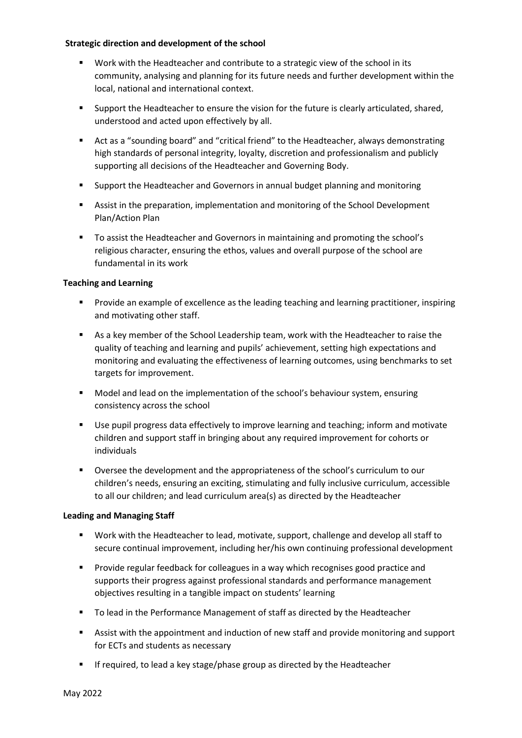**Strategic direction and development of the school**

- Work with the Headteacher and contribute to a strategic view of the school in its community, analysing and planning for its future needs and further development within the local, national and international context.
- Support the Headteacher to ensure the vision for the future is clearly articulated, shared, understood and acted upon effectively by all.
- Act as a "sounding board" and "critical friend" to the Headteacher, always demonstrating high standards of personal integrity, loyalty, discretion and professionalism and publicly supporting all decisions of the Headteacher and Governing Body.
- Support the Headteacher and Governors in annual budget planning and monitoring
- Assist in the preparation, implementation and monitoring of the School Development Plan/Action Plan
- To assist the Headteacher and Governors in maintaining and promoting the school's religious character, ensuring the ethos, values and overall purpose of the school are fundamental in its work

**Teaching and Learning**

- Provide an example of excellence as the leading teaching and learning practitioner, inspiring and motivating other staff.
- As a key member of the School Leadership team, work with the Headteacher to raise the quality of teaching and learning and pupils' achievement, setting high expectations and monitoring and evaluating the effectiveness of learning outcomes, using benchmarks to set targets for improvement.
- Model and lead on the implementation of the school's behaviour system, ensuring consistency across the school
- Use pupil progress data effectively to improve learning and teaching; inform and motivate children and support staff in bringing about any required improvement for cohorts or individuals
- Oversee the development and the appropriateness of the school's curriculum to our children's needs, ensuring an exciting, stimulating and fully inclusive curriculum, accessible to all our children; and lead curriculum area(s) as directed by the Headteacher

**Leading and Managing Staff**

- Work with the Headteacher to lead, motivate, support, challenge and develop all staff to secure continual improvement, including her/his own continuing professional development
- Provide regular feedback for colleagues in a way which recognises good practice and supports their progress against professional standards and performance management objectives resulting in a tangible impact on students' learning
- To lead in the Performance Management of staff as directed by the Headteacher
- Assist with the appointment and induction of new staff and provide monitoring and support for ECTs and students as necessary
- If required, to lead a key stage/phase group as directed by the Headteacher

May 2022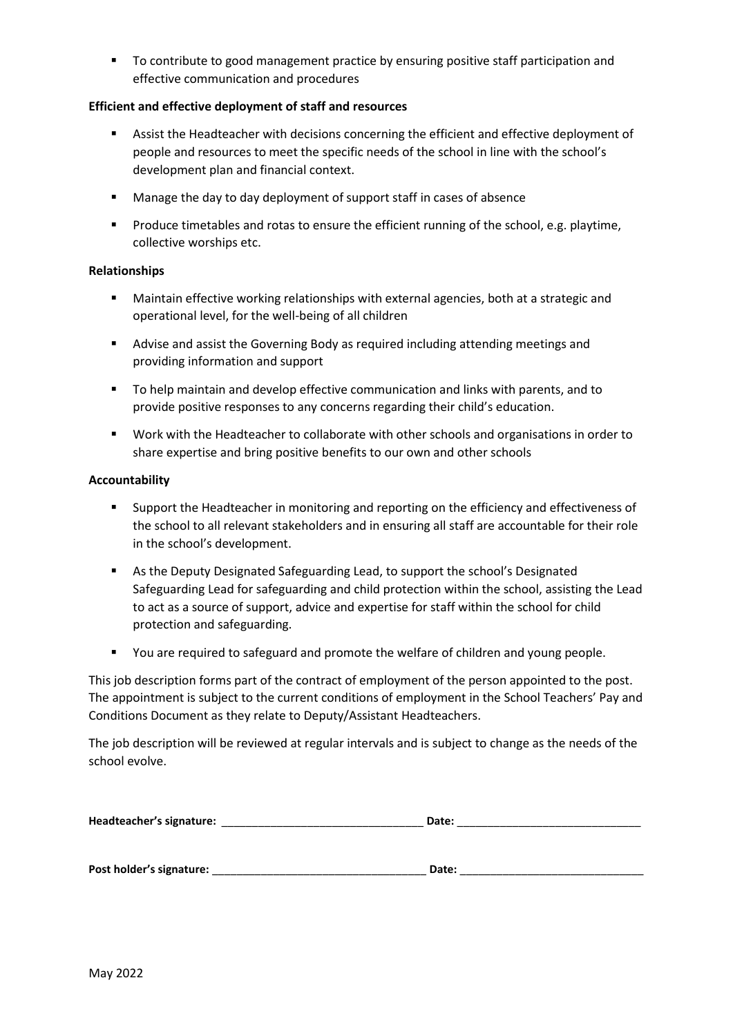- To contribute to good management practice by ensuring positive staff participation and effective communication and procedures

**Efficient and effective deployment of staff and resources**

- Assist the Headteacher with decisions concerning the efficient and effective deployment of people and resources to meet the specific needs of the school in line with the school's development plan and financial context.
- Manage the day to day deployment of support staff in cases of absence
- Produce timetables and rotas to ensure the efficient running of the school, e.g. playtime, collective worships etc.

**Relationships**

- Maintain effective working relationships with external agencies, both at a strategic and operational level, for the well-being of all children
- Advise and assist the Governing Body as required including attending meetings and providing information and support
- To help maintain and develop effective communication and links with parents, and to provide positive responses to any concerns regarding their child's education.
- Work with the Headteacher to collaborate with other schools and organisations in order to share expertise and bring positive benefits to our own and other schools

**Accountability**

- Support the Headteacher in monitoring and reporting on the efficiency and effectiveness of the school to all relevant stakeholders and in ensuring all staff are accountable for their role in the school's development.
- As the Deputy Designated Safeguarding Lead, to support the school's Designated Safeguarding Lead for safeguarding and child protection within the school, assisting the Lead to act as a source of support, advice and expertise for staff within the school for child protection and safeguarding.
- You are required to safeguard and promote the welfare of children and young people.

This job description forms part of the contract of employment of the person appointed to the post. The appointment is subject to the current conditions of employment in the School Teachers' Pay and Conditions Document as they relate to Deputy/Assistant Headteachers.

The job description will be reviewed at regular intervals and is subject to change as the needs of the school evolve.

**Headteacher's signature:** ________________________________ **Date:** ______________________________

**Post holder's signature:** __________________________________ **Date:** ______________________________

May 2022